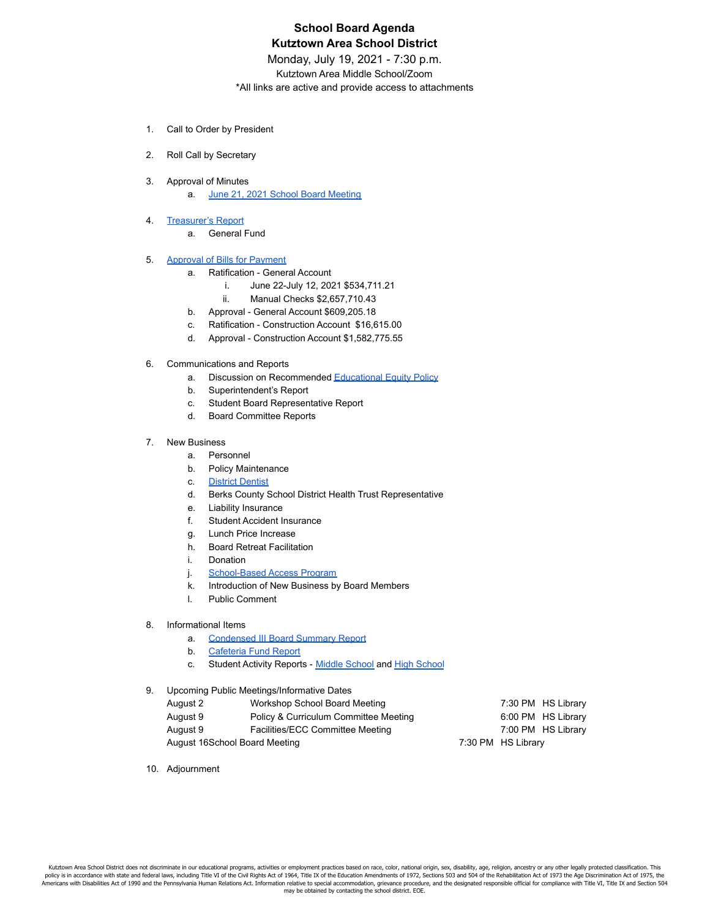# School Board Agenda

## Kutztown Area School District

Monday, July 19, 2021 - 7:30 p.m.

Kutztown Area Middle School/Zoom

*All links are active and provide access to attachments

1. Call to Order by President
2. Roll Call by Secretary
3. Approval of Minutes
   a. June 21, 2021 School Board Meeting
4. Treasurer's Report
   a. General Fund
5. Approval of Bills for Payment
   a. Ratification - General Account
      i. June 22-July 12, 2021 $534,711.21
      ii. Manual Checks $2,657,710.43
   b. Approval - General Account $609,205.18
   c. Ratification - Construction Account $16,615.00
   d. Approval - Construction Account $1,582,775.55
6. Communications and Reports
   a. Discussion on Recommended Educational Equity Policy
   b. Superintendent's Report
   c. Student Board Representative Report
   d. Board Committee Reports
7. New Business
   a. Personnel
   b. Policy Maintenance
   c. District Dentist
   d. Berks County School District Health Trust Representative
   e. Liability Insurance
   f. Student Accident Insurance
   g. Lunch Price Increase
   h. Board Retreat Facilitation
   i. Donation
   j. School-Based Access Program
   k. Introduction of New Business by Board Members
   l. Public Comment
8. Informational Items
   a. Condensed III Board Summary Report
   b. Cafeteria Fund Report
   c. Student Activity Reports - Middle School and High School
9. Upcoming Public Meetings/Informative Dates

| | | | |
|---|---|---|---|
| August 2 | Workshop School Board Meeting | 7:30 PM | HS Library |
| August 9 | Policy & Curriculum Committee Meeting | 6:00 PM | HS Library |
| August 9 | Facilities/ECC Committee Meeting | 7:00 PM | HS Library |
| August 16 | School Board Meeting | 7:30 PM | HS Library |

10. Adjournment

Kutztown Area School District does not discriminate in our educational programs, activities or employment practices based on race, color, national origin, sex, disability, age, religion, ancestry or any other legally protected classification. This policy is in accordance with state and federal laws, including Title VI of the Civil Rights Act of 1964, Title IX of the Education Amendments of 1972, Sections 503 and 504 of the Rehabilitation Act of 1973 the Age Discrimination Act of 1975, the Americans with Disabilities Act of 1990 and the Pennsylvania Human Relations Act. Information relative to special accommodation, grievance procedure, and the designated responsible official for compliance with Title VI, Title IX and Section 504 may be obtained by contacting the school district. EOE.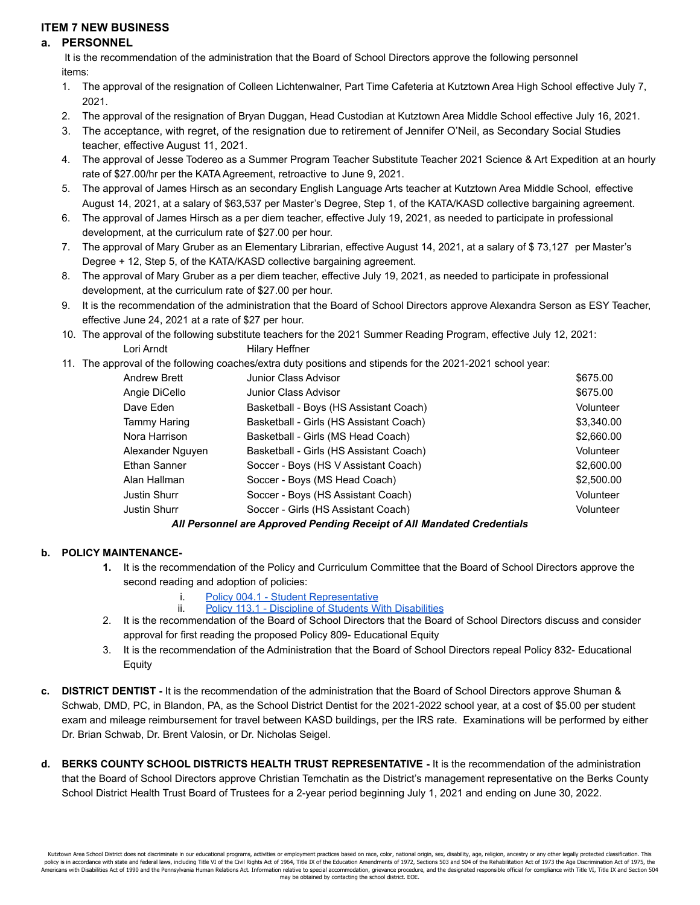## ITEM 7 NEW BUSINESS

### a. PERSONNEL

It is the recommendation of the administration that the Board of School Directors approve the following personnel items:

1. The approval of the resignation of Colleen Lichtenwalner, Part Time Cafeteria at Kutztown Area High School effective July 7, 2021.
2. The approval of the resignation of Bryan Duggan, Head Custodian at Kutztown Area Middle School effective July 16, 2021.
3. The acceptance, with regret, of the resignation due to retirement of Jennifer O'Neil, as Secondary Social Studies teacher, effective August 11, 2021.
4. The approval of Jesse Todereo as a Summer Program Teacher Substitute Teacher 2021 Science & Art Expedition at an hourly rate of $27.00/hr per the KATA Agreement, retroactive to June 9, 2021.
5. The approval of James Hirsch as an secondary English Language Arts teacher at Kutztown Area Middle School, effective August 14, 2021, at a salary of $63,537 per Master's Degree, Step 1, of the KATA/KASD collective bargaining agreement.
6. The approval of James Hirsch as a per diem teacher, effective July 19, 2021, as needed to participate in professional development, at the curriculum rate of $27.00 per hour.
7. The approval of Mary Gruber as an Elementary Librarian, effective August 14, 2021, at a salary of $ 73,127 per Master's Degree + 12, Step 5, of the KATA/KASD collective bargaining agreement.
8. The approval of Mary Gruber as a per diem teacher, effective July 19, 2021, as needed to participate in professional development, at the curriculum rate of $27.00 per hour.
9. It is the recommendation of the administration that the Board of School Directors approve Alexandra Serson as ESY Teacher, effective June 24, 2021 at a rate of $27 per hour.
10. The approval of the following substitute teachers for the 2021 Summer Reading Program, effective July 12, 2021:

    | | |
    |---|---|
    | Lori Arndt | Hilary Heffner |

11. The approval of the following coaches/extra duty positions and stipends for the 2021-2021 school year:

    | | | |
    |---|---|---|
    | Andrew Brett | Junior Class Advisor | $675.00 |
    | Angie DiCello | Junior Class Advisor | $675.00 |
    | Dave Eden | Basketball - Boys (HS Assistant Coach) | Volunteer |
    | Tammy Haring | Basketball - Girls (HS Assistant Coach) | $3,340.00 |
    | Nora Harrison | Basketball - Girls (MS Head Coach) | $2,660.00 |
    | Alexander Nguyen | Basketball - Girls (HS Assistant Coach) | Volunteer |
    | Ethan Sanner | Soccer - Boys (HS V Assistant Coach) | $2,600.00 |
    | Alan Hallman | Soccer - Boys (MS Head Coach) | $2,500.00 |
    | Justin Shurr | Soccer - Boys (HS Assistant Coach) | Volunteer |
    | Justin Shurr | Soccer - Girls (HS Assistant Coach) | Volunteer |

***All Personnel are Approved Pending Receipt of All Mandated Credentials***

### b. POLICY MAINTENANCE-

1. It is the recommendation of the Policy and Curriculum Committee that the Board of School Directors approve the second reading and adoption of policies:
   i. Policy 004.1 - Student Representative
   ii. Policy 113.1 - Discipline of Students With Disabilities
2. It is the recommendation of the Board of School Directors that the Board of School Directors discuss and consider approval for first reading the proposed Policy 809- Educational Equity
3. It is the recommendation of the Administration that the Board of School Directors repeal Policy 832- Educational Equity

**c. DISTRICT DENTIST -** It is the recommendation of the administration that the Board of School Directors approve Shuman & Schwab, DMD, PC, in Blandon, PA, as the School District Dentist for the 2021-2022 school year, at a cost of $5.00 per student exam and mileage reimbursement for travel between KASD buildings, per the IRS rate. Examinations will be performed by either Dr. Brian Schwab, Dr. Brent Valosin, or Dr. Nicholas Seigel.

**d. BERKS COUNTY SCHOOL DISTRICTS HEALTH TRUST REPRESENTATIVE -** It is the recommendation of the administration that the Board of School Directors approve Christian Temchatin as the District's management representative on the Berks County School District Health Trust Board of Trustees for a 2-year period beginning July 1, 2021 and ending on June 30, 2022.

Kutztown Area School District does not discriminate in our educational programs, activities or employment practices based on race, color, national origin, sex, disability, age, religion, ancestry or any other legally protected classification. This policy is in accordance with state and federal laws, including Title VI of the Civil Rights Act of 1964, Title IX of the Education Amendments of 1972, Sections 503 and 504 of the Rehabilitation Act of 1973 the Age Discrimination Act of 1975, the Americans with Disabilities Act of 1990 and the Pennsylvania Human Relations Act. Information relative to special accommodation, grievance procedure, and the designated responsible official for compliance with Title VI, Title IX and Section 504 may be obtained by contacting the school district. EOE.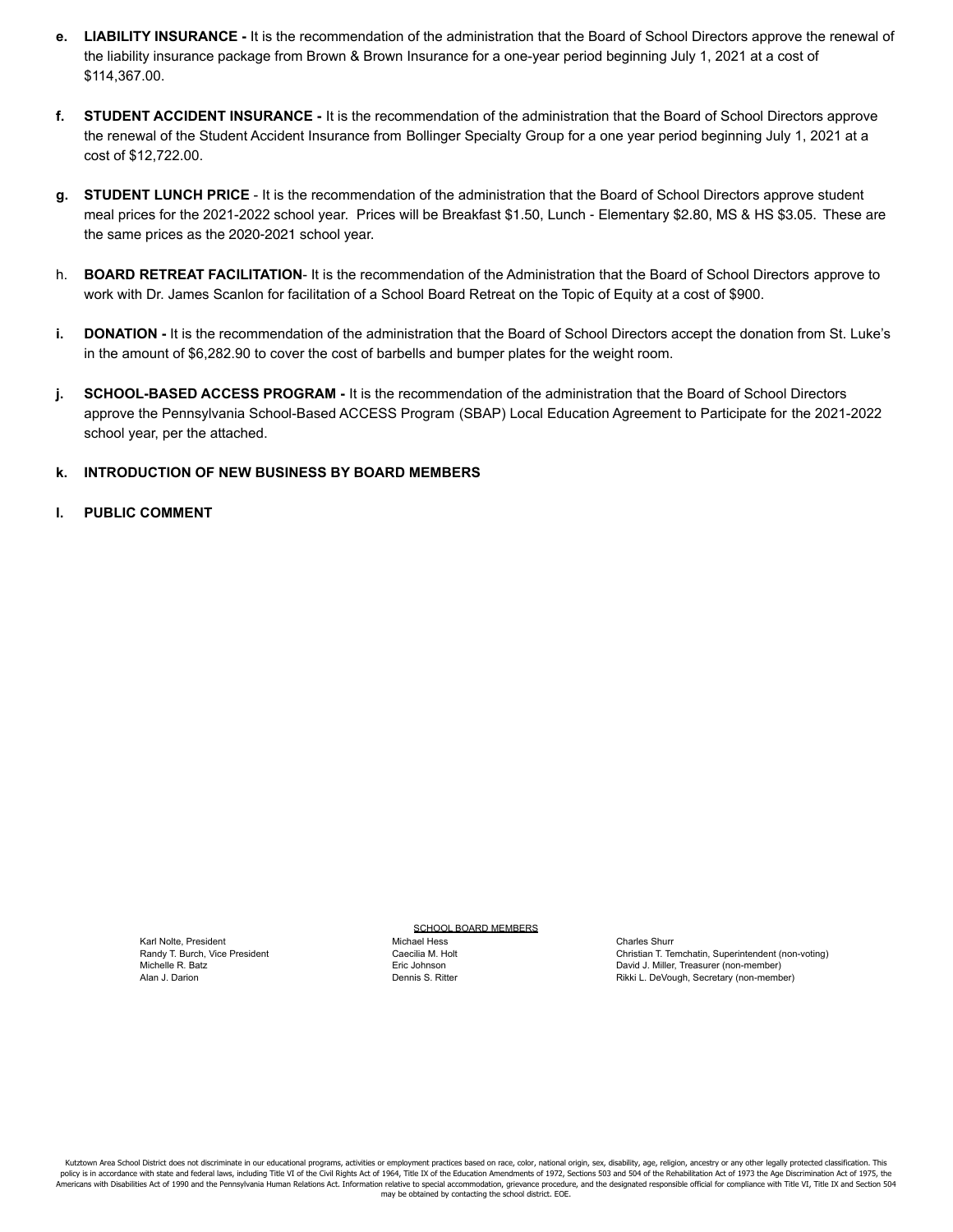**e. LIABILITY INSURANCE -** It is the recommendation of the administration that the Board of School Directors approve the renewal of the liability insurance package from Brown & Brown Insurance for a one-year period beginning July 1, 2021 at a cost of $114,367.00.

**f. STUDENT ACCIDENT INSURANCE -** It is the recommendation of the administration that the Board of School Directors approve the renewal of the Student Accident Insurance from Bollinger Specialty Group for a one year period beginning July 1, 2021 at a cost of $12,722.00.

**g. STUDENT LUNCH PRICE** - It is the recommendation of the administration that the Board of School Directors approve student meal prices for the 2021-2022 school year. Prices will be Breakfast $1.50, Lunch - Elementary $2.80, MS & HS $3.05. These are the same prices as the 2020-2021 school year.

h. **BOARD RETREAT FACILITATION**- It is the recommendation of the Administration that the Board of School Directors approve to work with Dr. James Scanlon for facilitation of a School Board Retreat on the Topic of Equity at a cost of $900.

**i. DONATION -** It is the recommendation of the administration that the Board of School Directors accept the donation from St. Luke's in the amount of $6,282.90 to cover the cost of barbells and bumper plates for the weight room.

**j. SCHOOL-BASED ACCESS PROGRAM -** It is the recommendation of the administration that the Board of School Directors approve the Pennsylvania School-Based ACCESS Program (SBAP) Local Education Agreement to Participate for the 2021-2022 school year, per the attached.

**k. INTRODUCTION OF NEW BUSINESS BY BOARD MEMBERS**

**l. PUBLIC COMMENT**

SCHOOL BOARD MEMBERS

| | | |
|---|---|---|
| Karl Nolte, President | Michael Hess | Charles Shurr |
| Randy T. Burch, Vice President | Caecilia M. Holt | Christian T. Temchatin, Superintendent (non-voting) |
| Michelle R. Batz | Eric Johnson | David J. Miller, Treasurer (non-member) |
| Alan J. Darion | Dennis S. Ritter | Rikki L. DeVough, Secretary (non-member) |

Kutztown Area School District does not discriminate in our educational programs, activities or employment practices based on race, color, national origin, sex, disability, age, religion, ancestry or any other legally protected classification. This policy is in accordance with state and federal laws, including Title VI of the Civil Rights Act of 1964, Title IX of the Education Amendments of 1972, Sections 503 and 504 of the Rehabilitation Act of 1973 the Age Discrimination Act of 1975, the Americans with Disabilities Act of 1990 and the Pennsylvania Human Relations Act. Information relative to special accommodation, grievance procedure, and the designated responsible official for compliance with Title VI, Title IX and Section 504 may be obtained by contacting the school district. EOE.